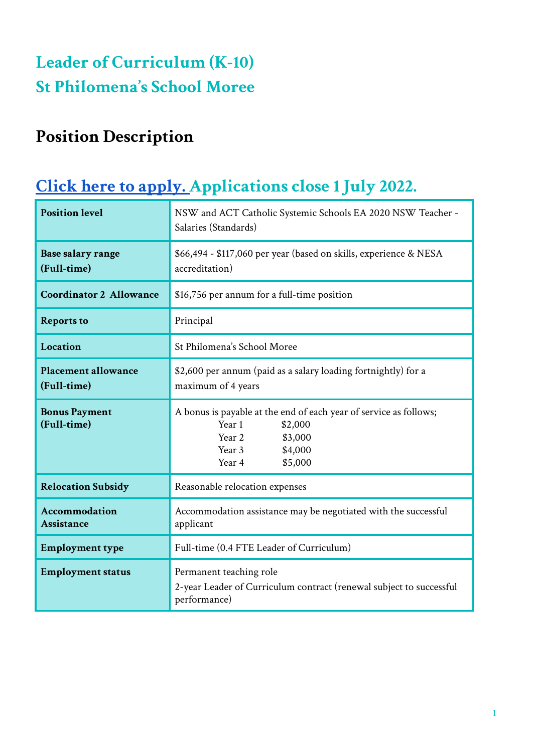# Leader of Curriculum (K-10)
# St Philomena's School Moree

## Position Description

## [Click here to apply.](#) Applications close 1 July 2022.

| | |
|---|---|
| **Position level** | NSW and ACT Catholic Systemic Schools EA 2020 NSW Teacher - Salaries (Standards) |
| **Base salary range (Full-time)** | $66,494 - $117,060 per year (based on skills, experience & NESA accreditation) |
| **Coordinator 2 Allowance** | $16,756 per annum for a full-time position |
| **Reports to** | Principal |
| **Location** | St Philomena's School Moree |
| **Placement allowance (Full-time)** | $2,600 per annum (paid as a salary loading fortnightly) for a maximum of 4 years |
| **Bonus Payment (Full-time)** | A bonus is payable at the end of each year of service as follows;<br>Year 1 $2,000<br>Year 2 $3,000<br>Year 3 $4,000<br>Year 4 $5,000 |
| **Relocation Subsidy** | Reasonable relocation expenses |
| **Accommodation Assistance** | Accommodation assistance may be negotiated with the successful applicant |
| **Employment type** | Full-time (0.4 FTE Leader of Curriculum) |
| **Employment status** | Permanent teaching role<br>2-year Leader of Curriculum contract (renewal subject to successful performance) |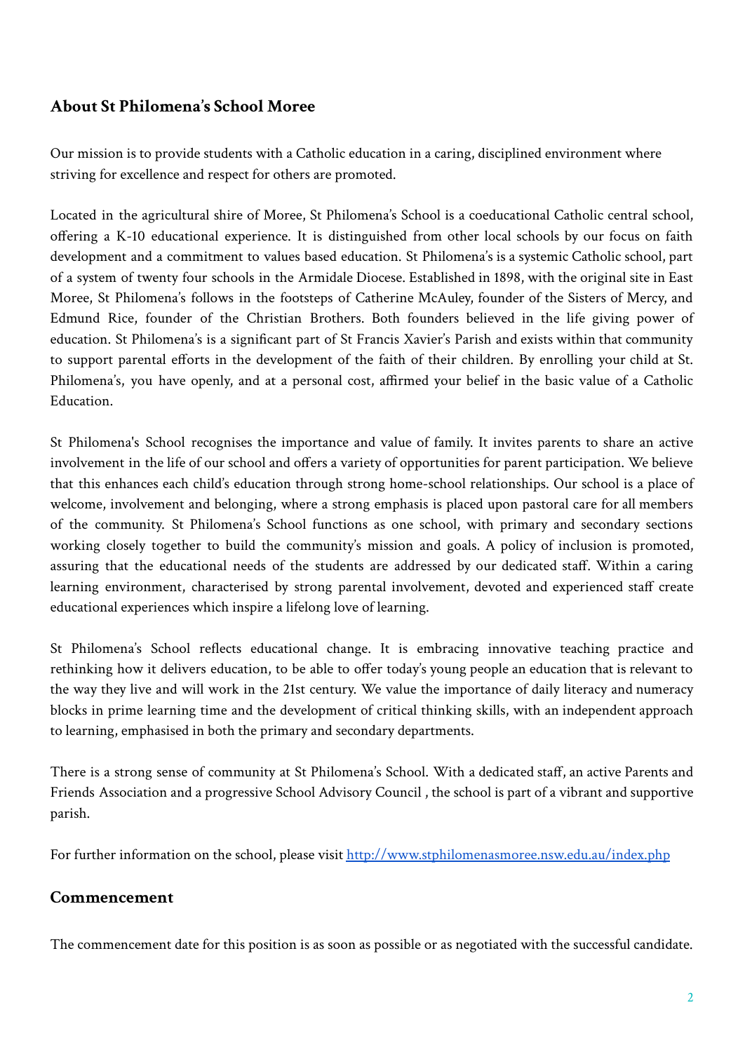## About St Philomena's School Moree

Our mission is to provide students with a Catholic education in a caring, disciplined environment where striving for excellence and respect for others are promoted.

Located in the agricultural shire of Moree, St Philomena's School is a coeducational Catholic central school, offering a K-10 educational experience. It is distinguished from other local schools by our focus on faith development and a commitment to values based education. St Philomena's is a systemic Catholic school, part of a system of twenty four schools in the Armidale Diocese. Established in 1898, with the original site in East Moree, St Philomena's follows in the footsteps of Catherine McAuley, founder of the Sisters of Mercy, and Edmund Rice, founder of the Christian Brothers. Both founders believed in the life giving power of education. St Philomena's is a significant part of St Francis Xavier's Parish and exists within that community to support parental efforts in the development of the faith of their children. By enrolling your child at St. Philomena's, you have openly, and at a personal cost, affirmed your belief in the basic value of a Catholic Education.

St Philomena's School recognises the importance and value of family. It invites parents to share an active involvement in the life of our school and offers a variety of opportunities for parent participation. We believe that this enhances each child's education through strong home-school relationships. Our school is a place of welcome, involvement and belonging, where a strong emphasis is placed upon pastoral care for all members of the community. St Philomena's School functions as one school, with primary and secondary sections working closely together to build the community's mission and goals. A policy of inclusion is promoted, assuring that the educational needs of the students are addressed by our dedicated staff. Within a caring learning environment, characterised by strong parental involvement, devoted and experienced staff create educational experiences which inspire a lifelong love of learning.

St Philomena's School reflects educational change. It is embracing innovative teaching practice and rethinking how it delivers education, to be able to offer today's young people an education that is relevant to the way they live and will work in the 21st century. We value the importance of daily literacy and numeracy blocks in prime learning time and the development of critical thinking skills, with an independent approach to learning, emphasised in both the primary and secondary departments.

There is a strong sense of community at St Philomena's School. With a dedicated staff, an active Parents and Friends Association and a progressive School Advisory Council , the school is part of a vibrant and supportive parish.

For further information on the school, please visit [http://www.stphilomenasmoree.nsw.edu.au/index.php](http://www.stphilomenasmoree.nsw.edu.au/index.php)

## Commencement

The commencement date for this position is as soon as possible or as negotiated with the successful candidate.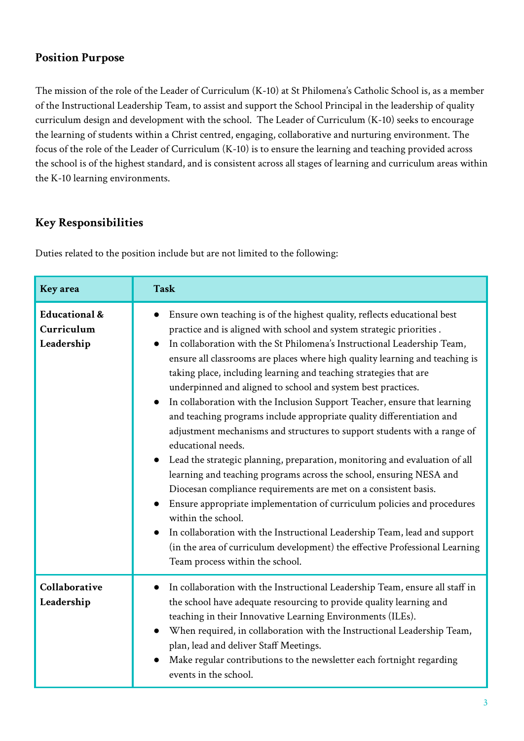## Position Purpose

The mission of the role of the Leader of Curriculum (K-10) at St Philomena's Catholic School is, as a member of the Instructional Leadership Team, to assist and support the School Principal in the leadership of quality curriculum design and development with the school. The Leader of Curriculum (K-10) seeks to encourage the learning of students within a Christ centred, engaging, collaborative and nurturing environment. The focus of the role of the Leader of Curriculum (K-10) is to ensure the learning and teaching provided across the school is of the highest standard, and is consistent across all stages of learning and curriculum areas within the K-10 learning environments.

## Key Responsibilities

Duties related to the position include but are not limited to the following:

| Key area | Task |
| --- | --- |
| **Educational & Curriculum Leadership** | • Ensure own teaching is of the highest quality, reflects educational best practice and is aligned with school and system strategic priorities .<br>• In collaboration with the St Philomena's Instructional Leadership Team, ensure all classrooms are places where high quality learning and teaching is taking place, including learning and teaching strategies that are underpinned and aligned to school and system best practices.<br>• In collaboration with the Inclusion Support Teacher, ensure that learning and teaching programs include appropriate quality differentiation and adjustment mechanisms and structures to support students with a range of educational needs.<br>• Lead the strategic planning, preparation, monitoring and evaluation of all learning and teaching programs across the school, ensuring NESA and Diocesan compliance requirements are met on a consistent basis.<br>• Ensure appropriate implementation of curriculum policies and procedures within the school.<br>• In collaboration with the Instructional Leadership Team, lead and support (in the area of curriculum development) the effective Professional Learning Team process within the school. |
| **Collaborative Leadership** | • In collaboration with the Instructional Leadership Team, ensure all staff in the school have adequate resourcing to provide quality learning and teaching in their Innovative Learning Environments (ILEs).<br>• When required, in collaboration with the Instructional Leadership Team, plan, lead and deliver Staff Meetings.<br>• Make regular contributions to the newsletter each fortnight regarding events in the school. |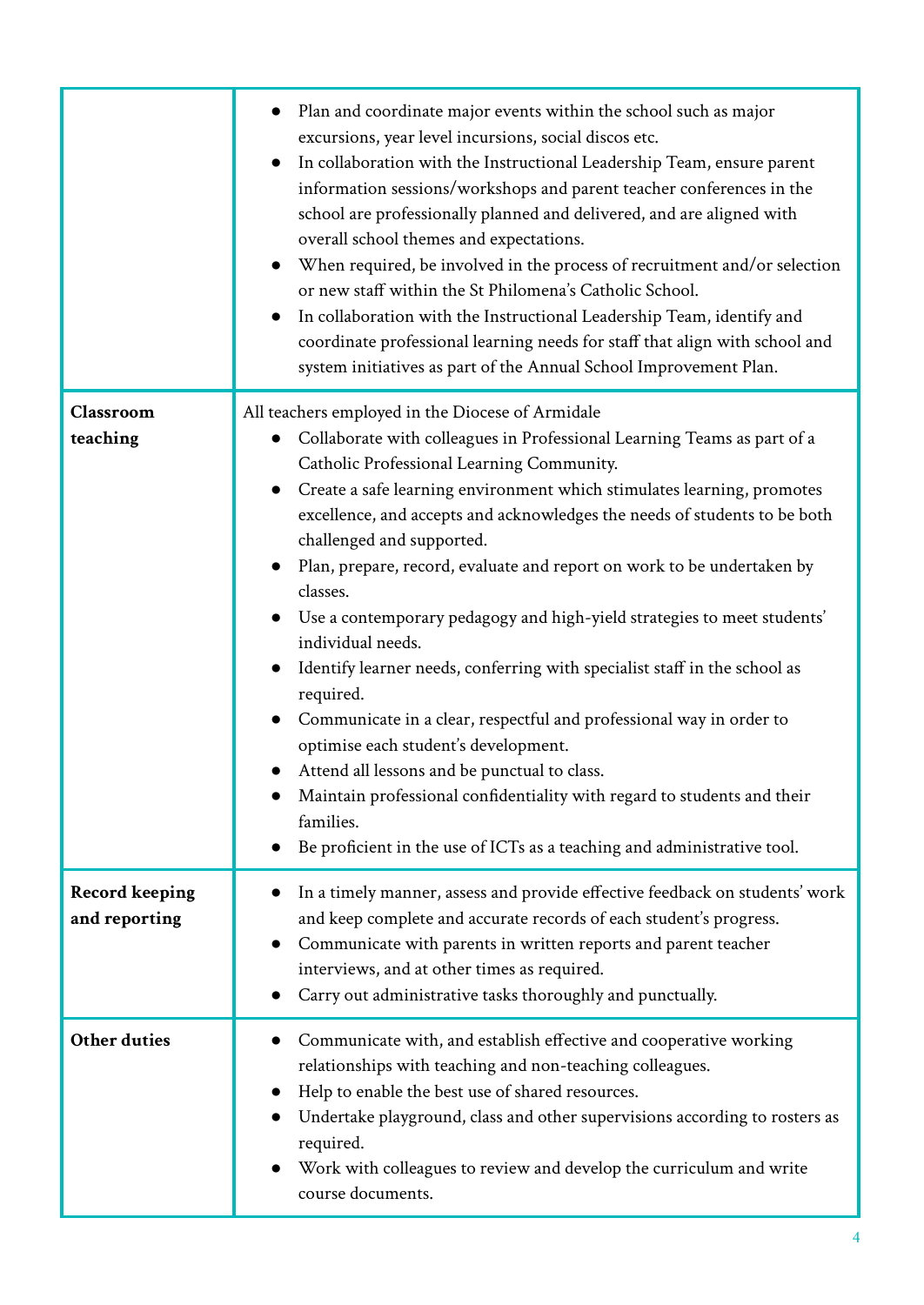| | |
|---|---|
| | • Plan and coordinate major events within the school such as major excursions, year level incursions, social discos etc.<br>• In collaboration with the Instructional Leadership Team, ensure parent information sessions/workshops and parent teacher conferences in the school are professionally planned and delivered, and are aligned with overall school themes and expectations.<br>• When required, be involved in the process of recruitment and/or selection or new staff within the St Philomena's Catholic School.<br>• In collaboration with the Instructional Leadership Team, identify and coordinate professional learning needs for staff that align with school and system initiatives as part of the Annual School Improvement Plan. |
| **Classroom teaching** | All teachers employed in the Diocese of Armidale<br>• Collaborate with colleagues in Professional Learning Teams as part of a Catholic Professional Learning Community.<br>• Create a safe learning environment which stimulates learning, promotes excellence, and accepts and acknowledges the needs of students to be both challenged and supported.<br>• Plan, prepare, record, evaluate and report on work to be undertaken by classes.<br>• Use a contemporary pedagogy and high-yield strategies to meet students' individual needs.<br>• Identify learner needs, conferring with specialist staff in the school as required.<br>• Communicate in a clear, respectful and professional way in order to optimise each student's development.<br>• Attend all lessons and be punctual to class.<br>• Maintain professional confidentiality with regard to students and their families.<br>• Be proficient in the use of ICTs as a teaching and administrative tool. |
| **Record keeping and reporting** | • In a timely manner, assess and provide effective feedback on students' work and keep complete and accurate records of each student's progress.<br>• Communicate with parents in written reports and parent teacher interviews, and at other times as required.<br>• Carry out administrative tasks thoroughly and punctually. |
| **Other duties** | • Communicate with, and establish effective and cooperative working relationships with teaching and non-teaching colleagues.<br>• Help to enable the best use of shared resources.<br>• Undertake playground, class and other supervisions according to rosters as required.<br>• Work with colleagues to review and develop the curriculum and write course documents. |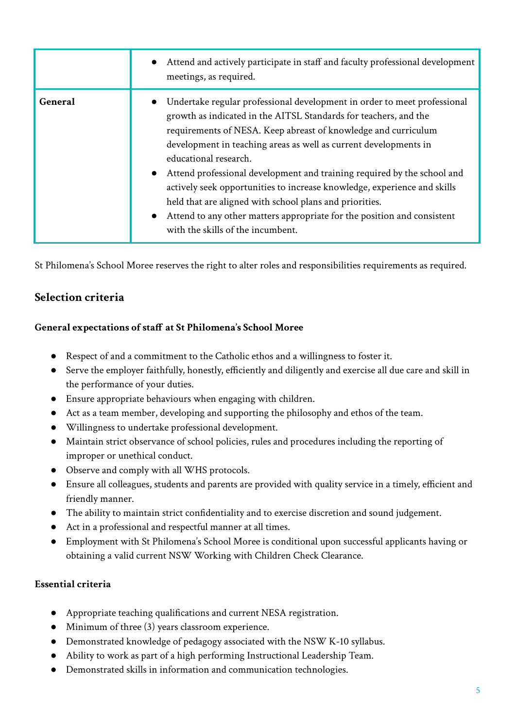| | |
|---|---|
| | <ul><li>Attend and actively participate in staff and faculty professional development meetings, as required.</li></ul> |
| **General** | <ul><li>Undertake regular professional development in order to meet professional growth as indicated in the AITSL Standards for teachers, and the requirements of NESA. Keep abreast of knowledge and curriculum development in teaching areas as well as current developments in educational research.</li><li>Attend professional development and training required by the school and actively seek opportunities to increase knowledge, experience and skills held that are aligned with school plans and priorities.</li><li>Attend to any other matters appropriate for the position and consistent with the skills of the incumbent.</li></ul> |

St Philomena's School Moree reserves the right to alter roles and responsibilities requirements as required.

## Selection criteria

**General expectations of staff at St Philomena's School Moree**

- Respect of and a commitment to the Catholic ethos and a willingness to foster it.
- Serve the employer faithfully, honestly, efficiently and diligently and exercise all due care and skill in the performance of your duties.
- Ensure appropriate behaviours when engaging with children.
- Act as a team member, developing and supporting the philosophy and ethos of the team.
- Willingness to undertake professional development.
- Maintain strict observance of school policies, rules and procedures including the reporting of improper or unethical conduct.
- Observe and comply with all WHS protocols.
- Ensure all colleagues, students and parents are provided with quality service in a timely, efficient and friendly manner.
- The ability to maintain strict confidentiality and to exercise discretion and sound judgement.
- Act in a professional and respectful manner at all times.
- Employment with St Philomena's School Moree is conditional upon successful applicants having or obtaining a valid current NSW Working with Children Check Clearance.

**Essential criteria**

- Appropriate teaching qualifications and current NESA registration.
- Minimum of three (3) years classroom experience.
- Demonstrated knowledge of pedagogy associated with the NSW K-10 syllabus.
- Ability to work as part of a high performing Instructional Leadership Team.
- Demonstrated skills in information and communication technologies.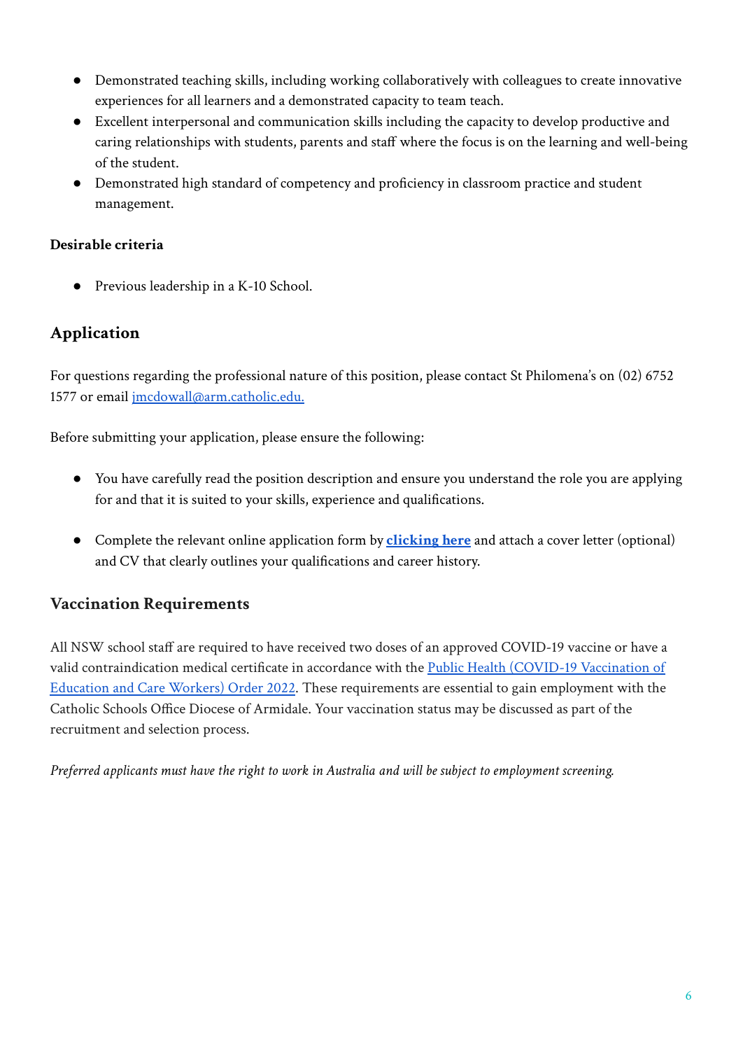- Demonstrated teaching skills, including working collaboratively with colleagues to create innovative experiences for all learners and a demonstrated capacity to team teach.
- Excellent interpersonal and communication skills including the capacity to develop productive and caring relationships with students, parents and staff where the focus is on the learning and well-being of the student.
- Demonstrated high standard of competency and proficiency in classroom practice and student management.

**Desirable criteria**

- Previous leadership in a K-10 School.

## Application

For questions regarding the professional nature of this position, please contact St Philomena's on (02) 6752 1577 or email jmcdowall@arm.catholic.edu.

Before submitting your application, please ensure the following:

- You have carefully read the position description and ensure you understand the role you are applying for and that it is suited to your skills, experience and qualifications.
- Complete the relevant online application form by **clicking here** and attach a cover letter (optional) and CV that clearly outlines your qualifications and career history.

## Vaccination Requirements

All NSW school staff are required to have received two doses of an approved COVID-19 vaccine or have a valid contraindication medical certificate in accordance with the Public Health (COVID-19 Vaccination of Education and Care Workers) Order 2022. These requirements are essential to gain employment with the Catholic Schools Office Diocese of Armidale. Your vaccination status may be discussed as part of the recruitment and selection process.

*Preferred applicants must have the right to work in Australia and will be subject to employment screening.*